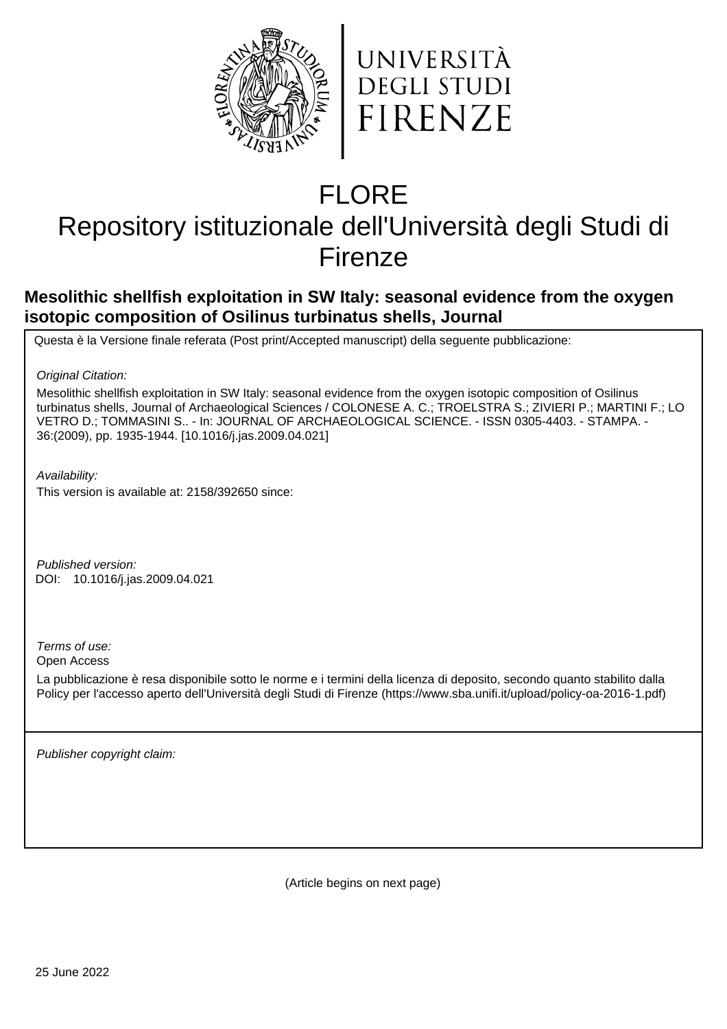UNIVERSITÀ
DEGLI STUDI
FIRENZE

# FLORE
# Repository istituzionale dell'Università degli Studi di Firenze

## Mesolithic shellfish exploitation in SW Italy: seasonal evidence from the oxygen isotopic composition of Osilinus turbinatus shells, Journal

Questa è la Versione finale referata (Post print/Accepted manuscript) della seguente pubblicazione:

*Original Citation:*

Mesolithic shellfish exploitation in SW Italy: seasonal evidence from the oxygen isotopic composition of Osilinus turbinatus shells, Journal of Archaeological Sciences / COLONESE A. C.; TROELSTRA S.; ZIVIERI P.; MARTINI F.; LO VETRO D.; TOMMASINI S.. - In: JOURNAL OF ARCHAEOLOGICAL SCIENCE. - ISSN 0305-4403. - STAMPA. - 36:(2009), pp. 1935-1944. [10.1016/j.jas.2009.04.021]

*Availability:*

This version is available at: 2158/392650 since:

*Published version:*

DOI: 10.1016/j.jas.2009.04.021

*Terms of use:*

Open Access

La pubblicazione è resa disponibile sotto le norme e i termini della licenza di deposito, secondo quanto stabilito dalla Policy per l'accesso aperto dell'Università degli Studi di Firenze (https://www.sba.unifi.it/upload/policy-oa-2016-1.pdf)

*Publisher copyright claim:*

(Article begins on next page)

25 June 2022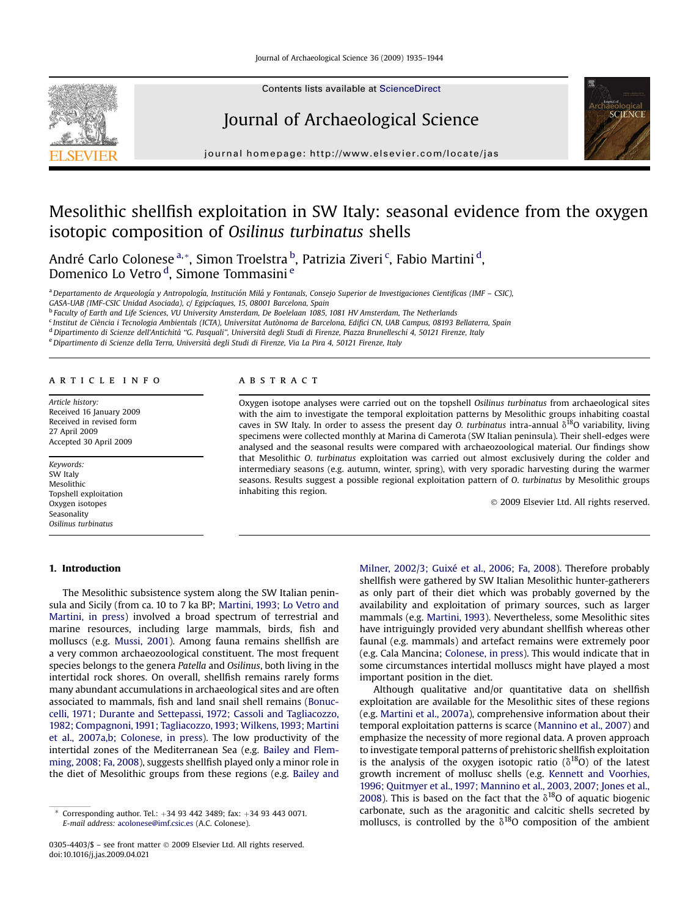Journal of Archaeological Science 36 (2009) 1935–1944

Contents lists available at ScienceDirect

# Journal of Archaeological Science

journal homepage: http://www.elsevier.com/locate/jas

# Mesolithic shellfish exploitation in SW Italy: seasonal evidence from the oxygen isotopic composition of *Osilinus turbinatus* shells

André Carlo Colonese [a,*], Simon Troelstra [b], Patrizia Ziveri [c], Fabio Martini [d], Domenico Lo Vetro [d], Simone Tommasini [e]

[a] Departamento de Arqueología y Antropología, Institución Milá y Fontanals, Consejo Superior de Investigaciones Cientificas (IMF – CSIC), GASA-UAB (IMF-CSIC Unidad Asociada), c/ Egipcíaques, 15, 08001 Barcelona, Spain

[b] Faculty of Earth and Life Sciences, VU University Amsterdam, De Boelelaan 1085, 1081 HV Amsterdam, The Netherlands

[c] Institut de Ciència i Tecnologia Ambientals (ICTA), Universitat Autònoma de Barcelona, Edifici CN, UAB Campus, 08193 Bellaterra, Spain

[d] Dipartimento di Scienze dell'Antichità "G. Pasquali", Università degli Studi di Firenze, Piazza Brunelleschi 4, 50121 Firenze, Italy

[e] Dipartimento di Scienze della Terra, Università degli Studi di Firenze, Via La Pira 4, 50121 Firenze, Italy

## ARTICLE INFO

*Article history:*
Received 16 January 2009
Received in revised form 27 April 2009
Accepted 30 April 2009

*Keywords:*
SW Italy
Mesolithic
Topshell exploitation
Oxygen isotopes
Seasonality
*Osilinus turbinatus*

## ABSTRACT

Oxygen isotope analyses were carried out on the topshell *Osilinus turbinatus* from archaeological sites with the aim to investigate the temporal exploitation patterns by Mesolithic groups inhabiting coastal caves in SW Italy. In order to assess the present day *O. turbinatus* intra-annual $\delta^{18}O$ variability, living specimens were collected monthly at Marina di Camerota (SW Italian peninsula). Their shell-edges were analysed and the seasonal results were compared with archaeozoological material. Our findings show that Mesolithic *O. turbinatus* exploitation was carried out almost exclusively during the colder and intermediary seasons (e.g. autumn, winter, spring), with very sporadic harvesting during the warmer seasons. Results suggest a possible regional exploitation pattern of *O. turbinatus* by Mesolithic groups inhabiting this region.

© 2009 Elsevier Ltd. All rights reserved.

## 1. Introduction

The Mesolithic subsistence system along the SW Italian peninsula and Sicily (from ca. 10 to 7 ka BP; Martini, 1993; Lo Vetro and Martini, in press) involved a broad spectrum of terrestrial and marine resources, including large mammals, birds, fish and molluscs (e.g. Mussi, 2001). Among fauna remains shellfish are a very common archaeozoological constituent. The most frequent species belongs to the genera *Patella* and *Osilinus*, both living in the intertidal rock shores. On overall, shellfish remains rarely forms many abundant accumulations in archaeological sites and are often associated to mammals, fish and land snail shell remains (Bonuccelli, 1971; Durante and Settepassi, 1972; Cassoli and Tagliacozzo, 1982; Compagnoni, 1991; Tagliacozzo, 1993; Wilkens, 1993; Martini et al., 2007a,b; Colonese, in press). The low productivity of the intertidal zones of the Mediterranean Sea (e.g. Bailey and Flemming, 2008; Fa, 2008), suggests shellfish played only a minor role in the diet of Mesolithic groups from these regions (e.g. Bailey and Milner, 2002/3; Guixé et al., 2006; Fa, 2008). Therefore probably shellfish were gathered by SW Italian Mesolithic hunter-gatherers as only part of their diet which was probably governed by the availability and exploitation of primary sources, such as larger mammals (e.g. Martini, 1993). Nevertheless, some Mesolithic sites have intriguingly provided very abundant shellfish whereas other faunal (e.g. mammals) and artefact remains were extremely poor (e.g. Cala Mancina; Colonese, in press). This would indicate that in some circumstances intertidal molluscs might have played a most important position in the diet.

Although qualitative and/or quantitative data on shellfish exploitation are available for the Mesolithic sites of these regions (e.g. Martini et al., 2007a), comprehensive information about their temporal exploitation patterns is scarce (Mannino et al., 2007) and emphasize the necessity of more regional data. A proven approach to investigate temporal patterns of prehistoric shellfish exploitation is the analysis of the oxygen isotopic ratio ($\delta^{18}O$) of the latest growth increment of mollusc shells (e.g. Kennett and Voorhies, 1996; Quitmyer et al., 1997; Mannino et al., 2003, 2007; Jones et al., 2008). This is based on the fact that the $\delta^{18}O$ of aquatic biogenic carbonate, such as the aragonitic and calcitic shells secreted by molluscs, is controlled by the $\delta^{18}O$ composition of the ambient

\* Corresponding author. Tel.: +34 93 442 3489; fax: +34 93 443 0071. E-mail address: acolonese@imf.csic.es (A.C. Colonese).

0305-4403/$ – see front matter © 2009 Elsevier Ltd. All rights reserved.
doi:10.1016/j.jas.2009.04.021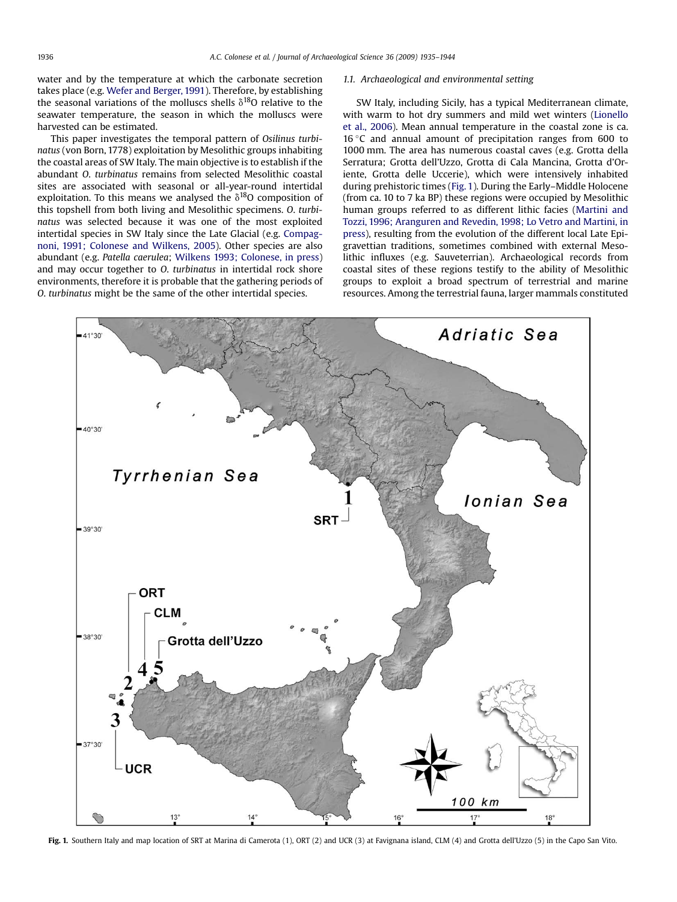water and by the temperature at which the carbonate secretion takes place (e.g. Wefer and Berger, 1991). Therefore, by establishing the seasonal variations of the molluscs shells $\delta^{18}O$ relative to the seawater temperature, the season in which the molluscs were harvested can be estimated.

This paper investigates the temporal pattern of *Osilinus turbinatus* (von Born, 1778) exploitation by Mesolithic groups inhabiting the coastal areas of SW Italy. The main objective is to establish if the abundant *O. turbinatus* remains from selected Mesolithic coastal sites are associated with seasonal or all-year-round intertidal exploitation. To this means we analysed the $\delta^{18}O$ composition of this topshell from both living and Mesolithic specimens. *O. turbinatus* was selected because it was one of the most exploited intertidal species in SW Italy since the Late Glacial (e.g. Compagnoni, 1991; Colonese and Wilkens, 2005). Other species are also abundant (e.g. *Patella caerulea*; Wilkens 1993; Colonese, in press) and may occur together to *O. turbinatus* in intertidal rock shore environments, therefore it is probable that the gathering periods of *O. turbinatus* might be the same of the other intertidal species.

### 1.1. Archaeological and environmental setting

SW Italy, including Sicily, has a typical Mediterranean climate, with warm to hot dry summers and mild wet winters (Lionello et al., 2006). Mean annual temperature in the coastal zone is ca. 16 °C and annual amount of precipitation ranges from 600 to 1000 mm. The area has numerous coastal caves (e.g. Grotta della Serratura; Grotta dell'Uzzo, Grotta di Cala Mancina, Grotta d'Oriente, Grotta delle Uccerie), which were intensively inhabited during prehistoric times (Fig. 1). During the Early–Middle Holocene (from ca. 10 to 7 ka BP) these regions were occupied by Mesolithic human groups referred to as different lithic facies (Martini and Tozzi, 1996; Aranguren and Revedin, 1998; Lo Vetro and Martini, in press), resulting from the evolution of the different local Late Epigravettian traditions, sometimes combined with external Mesolithic influxes (e.g. Sauveterrian). Archaeological records from coastal sites of these regions testify to the ability of Mesolithic groups to exploit a broad spectrum of terrestrial and marine resources. Among the terrestrial fauna, larger mammals constituted

**Fig. 1.** Southern Italy and map location of SRT at Marina di Camerota (1), ORT (2) and UCR (3) at Favignana island, CLM (4) and Grotta dell'Uzzo (5) in the Capo San Vito.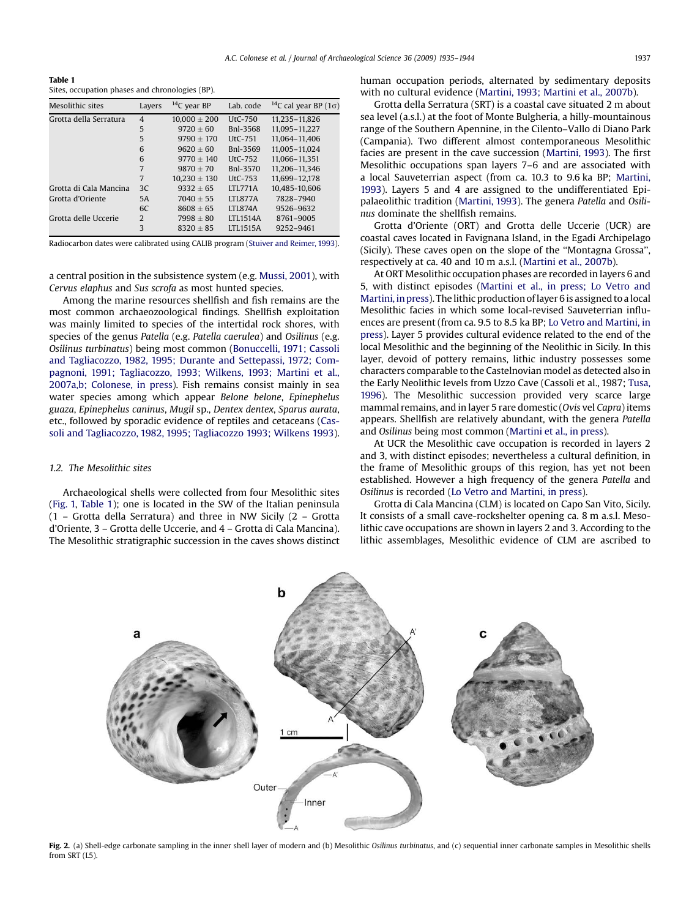**Table 1**
Sites, occupation phases and chronologies (BP).

| Mesolithic sites | Layers | $^{14}C$ year BP | Lab. code | $^{14}C$ cal year BP (1σ) |
|---|---|---|---|---|
| Grotta della Serratura | 4 | 10,000 ± 200 | UtC-750 | 11,235–11,826 |
| | 5 | 9720 ± 60 | Bnl-3568 | 11,095–11,227 |
| | 5 | 9790 ± 170 | UtC-751 | 11,064–11,406 |
| | 6 | 9620 ± 60 | Bnl-3569 | 11,005–11,024 |
| | 6 | 9770 ± 140 | UtC-752 | 11,066–11,351 |
| | 7 | 9870 ± 70 | Bnl-3570 | 11,206–11,346 |
| | 7 | 10,230 ± 130 | UtC-753 | 11,699–12,178 |
| Grotta di Cala Mancina | 3C | 9332 ± 65 | LTL771A | 10,485-10,606 |
| Grotta d'Oriente | 5A | 7040 ± 55 | LTL877A | 7828–7940 |
| | 6C | 8608 ± 65 | LTL874A | 9526–9632 |
| Grotta delle Uccerie | 2 | 7998 ± 80 | LTL1514A | 8761–9005 |
| | 3 | 8320 ± 85 | LTL1515A | 9252–9461 |

Radiocarbon dates were calibrated using CALIB program (Stuiver and Reimer, 1993).

a central position in the subsistence system (e.g. Mussi, 2001), with *Cervus elaphus* and *Sus scrofa* as most hunted species.

Among the marine resources shellfish and fish remains are the most common archaeozoological findings. Shellfish exploitation was mainly limited to species of the intertidal rock shores, with species of the genus *Patella* (e.g. *Patella caerulea*) and *Osilinus* (e.g. *Osilinus turbinatus*) being most common (Bonuccelli, 1971; Cassoli and Tagliacozzo, 1982, 1995; Durante and Settepassi, 1972; Compagnoni, 1991; Tagliacozzo, 1993; Wilkens, 1993; Martini et al., 2007a,b; Colonese, in press). Fish remains consist mainly in sea water species among which appear *Belone belone*, *Epinephelus guaza*, *Epinephelus caninus*, *Mugil* sp., *Dentex dentex*, *Sparus aurata*, etc., followed by sporadic evidence of reptiles and cetaceans (Cassoli and Tagliacozzo, 1982, 1995; Tagliacozzo 1993; Wilkens 1993).

### 1.2. The Mesolithic sites

Archaeological shells were collected from four Mesolithic sites (Fig. 1, Table 1); one is located in the SW of the Italian peninsula (1 – Grotta della Serratura) and three in NW Sicily (2 – Grotta d'Oriente, 3 – Grotta delle Uccerie, and 4 – Grotta di Cala Mancina). The Mesolithic stratigraphic succession in the caves shows distinct human occupation periods, alternated by sedimentary deposits with no cultural evidence (Martini, 1993; Martini et al., 2007b).

Grotta della Serratura (SRT) is a coastal cave situated 2 m about sea level (a.s.l.) at the foot of Monte Bulgheria, a hilly-mountainous range of the Southern Apennine, in the Cilento–Vallo di Diano Park (Campania). Two different almost contemporaneous Mesolithic facies are present in the cave succession (Martini, 1993). The first Mesolithic occupations span layers 7–6 and are associated with a local Sauveterrian aspect (from ca. 10.3 to 9.6 ka BP; Martini, 1993). Layers 5 and 4 are assigned to the undifferentiated Epipalaeolithic tradition (Martini, 1993). The genera *Patella* and *Osilinus* dominate the shellfish remains.

Grotta d'Oriente (ORT) and Grotta delle Uccerie (UCR) are coastal caves located in Favignana Island, in the Egadi Archipelago (Sicily). These caves open on the slope of the "Montagna Grossa", respectively at ca. 40 and 10 m a.s.l. (Martini et al., 2007b).

At ORT Mesolithic occupation phases are recorded in layers 6 and 5, with distinct episodes (Martini et al., in press; Lo Vetro and Martini, in press). The lithic production of layer 6 is assigned to a local Mesolithic facies in which some local-revised Sauveterrian influences are present (from ca. 9.5 to 8.5 ka BP; Lo Vetro and Martini, in press). Layer 5 provides cultural evidence related to the end of the local Mesolithic and the beginning of the Neolithic in Sicily. In this layer, devoid of pottery remains, lithic industry possesses some characters comparable to the Castelnovian model as detected also in the Early Neolithic levels from Uzzo Cave (Cassoli et al., 1987; Tusa, 1996). The Mesolithic succession provided very scarce large mammal remains, and in layer 5 rare domestic (*Ovis* vel *Capra*) items appears. Shellfish are relatively abundant, with the genera *Patella* and *Osilinus* being most common (Martini et al., in press).

At UCR the Mesolithic cave occupation is recorded in layers 2 and 3, with distinct episodes; nevertheless a cultural definition, in the frame of Mesolithic groups of this region, has yet not been established. However a high frequency of the genera *Patella* and *Osilinus* is recorded (Lo Vetro and Martini, in press).

Grotta di Cala Mancina (CLM) is located on Capo San Vito, Sicily. It consists of a small cave-rockshelter opening ca. 8 m a.s.l. Mesolithic cave occupations are shown in layers 2 and 3. According to the lithic assemblages, Mesolithic evidence of CLM are ascribed to

**Fig. 2.** (a) Shell-edge carbonate sampling in the inner shell layer of modern and (b) Mesolithic *Osilinus turbinatus*, and (c) sequential inner carbonate samples in Mesolithic shells from SRT (L5).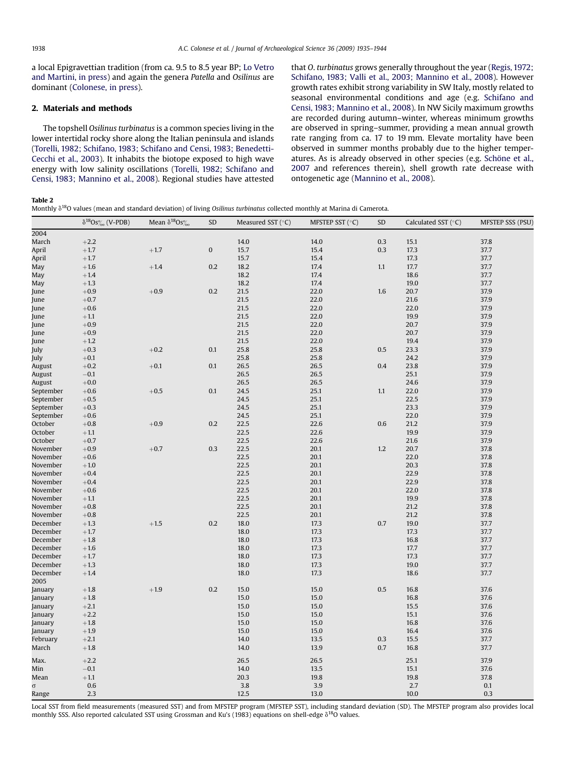a local Epigravettian tradition (from ca. 9.5 to 8.5 year BP; Lo Vetro and Martini, in press) and again the genera *Patella* and *Osilinus* are dominant (Colonese, in press).

## 2. Materials and methods

The topshell *Osilinus turbinatus* is a common species living in the lower intertidal rocky shore along the Italian peninsula and islands (Torelli, 1982; Schifano, 1983; Schifano and Censi, 1983; Benedetti-Cecchi et al., 2003). It inhabits the biotope exposed to high wave energy with low salinity oscillations (Torelli, 1982; Schifano and Censi, 1983; Mannino et al., 2008). Regional studies have attested that *O. turbinatus* grows generally throughout the year (Regis, 1972; Schifano, 1983; Valli et al., 2003; Mannino et al., 2008). However growth rates exhibit strong variability in SW Italy, mostly related to seasonal environmental conditions and age (e.g. Schifano and Censi, 1983; Mannino et al., 2008). In NW Sicily maximum growths are recorded during autumn–winter, whereas minimum growths are observed in spring–summer, providing a mean annual growth rate ranging from ca. 17 to 19 mm. Elevate mortality have been observed in summer months probably due to the higher temperatures. As is already observed in other species (e.g. Schöne et al., 2007 and references therein), shell growth rate decrease with ontogenetic age (Mannino et al., 2008).

**Table 2**
Monthly $\delta^{18}O$ values (mean and standard deviation) of living *Osilinus turbinatus* collected monthly at Marina di Camerota.

| | $\delta^{18}Os$‰ (V-PDB) | Mean $\delta^{18}Os$‰ | SD | Measured SST (°C) | MFSTEP SST (°C) | SD | Calculated SST (°C) | MFSTEP SSS (PSU) |
|---|---|---|---|---|---|---|---|---|
| 2004 | | | | | | | | |
| March | +2.2 | | | 14.0 | 14.0 | 0.3 | 15.1 | 37.8 |
| April | +1.7 | +1.7 | 0 | 15.7 | 15.4 | 0.3 | 17.3 | 37.7 |
| April | +1.7 | | | 15.7 | 15.4 | | 17.3 | 37.7 |
| May | +1.6 | +1.4 | 0.2 | 18.2 | 17.4 | 1.1 | 17.7 | 37.7 |
| May | +1.4 | | | 18.2 | 17.4 | | 18.6 | 37.7 |
| May | +1.3 | | | 18.2 | 17.4 | | 19.0 | 37.7 |
| June | +0.9 | +0.9 | 0.2 | 21.5 | 22.0 | 1.6 | 20.7 | 37.9 |
| June | +0.7 | | | 21.5 | 22.0 | | 21.6 | 37.9 |
| June | +0.6 | | | 21.5 | 22.0 | | 22.0 | 37.9 |
| June | +1.1 | | | 21.5 | 22.0 | | 19.9 | 37.9 |
| June | +0.9 | | | 21.5 | 22.0 | | 20.7 | 37.9 |
| June | +0.9 | | | 21.5 | 22.0 | | 20.7 | 37.9 |
| June | +1.2 | | | 21.5 | 22.0 | | 19.4 | 37.9 |
| July | +0.3 | +0.2 | 0.1 | 25.8 | 25.8 | 0.5 | 23.3 | 37.9 |
| July | +0.1 | | | 25.8 | 25.8 | | 24.2 | 37.9 |
| August | +0.2 | +0.1 | 0.1 | 26.5 | 26.5 | 0.4 | 23.8 | 37.9 |
| August | −0.1 | | | 26.5 | 26.5 | | 25.1 | 37.9 |
| August | +0.0 | | | 26.5 | 26.5 | | 24.6 | 37.9 |
| September | +0.6 | +0.5 | 0.1 | 24.5 | 25.1 | 1.1 | 22.0 | 37.9 |
| September | +0.5 | | | 24.5 | 25.1 | | 22.5 | 37.9 |
| September | +0.3 | | | 24.5 | 25.1 | | 23.3 | 37.9 |
| September | +0.6 | | | 24.5 | 25.1 | | 22.0 | 37.9 |
| October | +0.8 | +0.9 | 0.2 | 22.5 | 22.6 | 0.6 | 21.2 | 37.9 |
| October | +1.1 | | | 22.5 | 22.6 | | 19.9 | 37.9 |
| October | +0.7 | | | 22.5 | 22.6 | | 21.6 | 37.9 |
| November | +0.9 | +0.7 | 0.3 | 22.5 | 20.1 | 1.2 | 20.7 | 37.8 |
| November | +0.6 | | | 22.5 | 20.1 | | 22.0 | 37.8 |
| November | +1.0 | | | 22.5 | 20.1 | | 20.3 | 37.8 |
| November | +0.4 | | | 22.5 | 20.1 | | 22.9 | 37.8 |
| November | +0.4 | | | 22.5 | 20.1 | | 22.9 | 37.8 |
| November | +0.6 | | | 22.5 | 20.1 | | 22.0 | 37.8 |
| November | +1.1 | | | 22.5 | 20.1 | | 19.9 | 37.8 |
| November | +0.8 | | | 22.5 | 20.1 | | 21.2 | 37.8 |
| November | +0.8 | | | 22.5 | 20.1 | | 21.2 | 37.8 |
| December | +1.3 | +1.5 | 0.2 | 18.0 | 17.3 | 0.7 | 19.0 | 37.7 |
| December | +1.7 | | | 18.0 | 17.3 | | 17.3 | 37.7 |
| December | +1.8 | | | 18.0 | 17.3 | | 16.8 | 37.7 |
| December | +1.6 | | | 18.0 | 17.3 | | 17.7 | 37.7 |
| December | +1.7 | | | 18.0 | 17.3 | | 17.3 | 37.7 |
| December | +1.3 | | | 18.0 | 17.3 | | 19.0 | 37.7 |
| December | +1.4 | | | 18.0 | 17.3 | | 18.6 | 37.7 |
| 2005 | | | | | | | | |
| January | +1.8 | +1.9 | 0.2 | 15.0 | 15.0 | 0.5 | 16.8 | 37.6 |
| January | +1.8 | | | 15.0 | 15.0 | | 16.8 | 37.6 |
| January | +2.1 | | | 15.0 | 15.0 | | 15.5 | 37.6 |
| January | +2.2 | | | 15.0 | 15.0 | | 15.1 | 37.6 |
| January | +1.8 | | | 15.0 | 15.0 | | 16.8 | 37.6 |
| January | +1.9 | | | 15.0 | 15.0 | | 16.4 | 37.6 |
| February | +2.1 | | | 14.0 | 13.5 | 0.3 | 15.5 | 37.7 |
| March | +1.8 | | | 14.0 | 13.9 | 0.7 | 16.8 | 37.7 |
| Max. | +2.2 | | | 26.5 | 26.5 | | 25.1 | 37.9 |
| Min | −0.1 | | | 14.0 | 13.5 | | 15.1 | 37.6 |
| Mean | +1.1 | | | 20.3 | 19.8 | | 19.8 | 37.8 |
| σ | 0.6 | | | 3.8 | 3.9 | | 2.7 | 0.1 |
| Range | 2.3 | | | 12.5 | 13.0 | | 10.0 | 0.3 |

Local SST from field measurements (measured SST) and from MFSTEP program (MFSTEP SST), including standard deviation (SD). The MFSTEP program also provides local monthly SSS. Also reported calculated SST using Grossman and Ku's (1983) equations on shell-edge $\delta^{18}O$ values.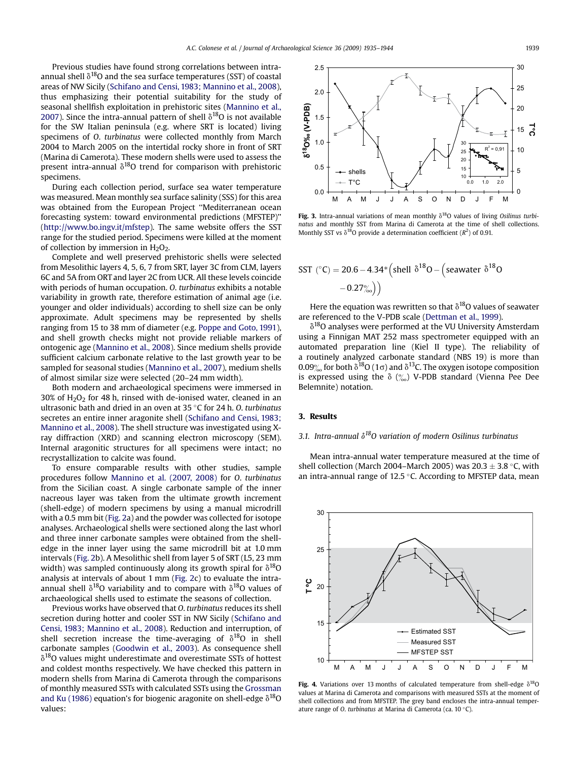Previous studies have found strong correlations between intra-annual shell $\delta^{18}O$ and the sea surface temperatures (SST) of coastal areas of NW Sicily (Schifano and Censi, 1983; Mannino et al., 2008), thus emphasizing their potential suitability for the study of seasonal shellfish exploitation in prehistoric sites (Mannino et al., 2007). Since the intra-annual pattern of shell $\delta^{18}O$ is not available for the SW Italian peninsula (e.g. where SRT is located) living specimens of *O. turbinatus* were collected monthly from March 2004 to March 2005 on the intertidal rocky shore in front of SRT (Marina di Camerota). These modern shells were used to assess the present intra-annual $\delta^{18}O$ trend for comparison with prehistoric specimens.

During each collection period, surface sea water temperature was measured. Mean monthly sea surface salinity (SSS) for this area was obtained from the European Project "Mediterranean ocean forecasting system: toward environmental predictions (MFSTEP)" (http://www.bo.ingv.it/mfstep). The same website offers the SST range for the studied period. Specimens were killed at the moment of collection by immersion in $H_2O_2$.

Complete and well preserved prehistoric shells were selected from Mesolithic layers 4, 5, 6, 7 from SRT, layer 3C from CLM, layers 6C and 5A from ORT and layer 2C from UCR. All these levels coincide with periods of human occupation. *O. turbinatus* exhibits a notable variability in growth rate, therefore estimation of animal age (i.e. younger and older individuals) according to shell size can be only approximate. Adult specimens may be represented by shells ranging from 15 to 38 mm of diameter (e.g. Poppe and Goto, 1991), and shell growth checks might not provide reliable markers of ontogenic age (Mannino et al., 2008). Since medium shells provide sufficient calcium carbonate relative to the last growth year to be sampled for seasonal studies (Mannino et al., 2007), medium shells of almost similar size were selected (20–24 mm width).

Both modern and archaeological specimens were immersed in 30% of $H_2O_2$ for 48 h, rinsed with de-ionised water, cleaned in an ultrasonic bath and dried in an oven at 35 °C for 24 h. *O. turbinatus* secretes an entire inner aragonite shell (Schifano and Censi, 1983; Mannino et al., 2008). The shell structure was investigated using X-ray diffraction (XRD) and scanning electron microscopy (SEM). Internal aragonitic structures for all specimens were intact; no recrystallization to calcite was found.

To ensure comparable results with other studies, sample procedures follow Mannino et al. (2007, 2008) for *O. turbinatus* from the Sicilian coast. A single carbonate sample of the inner nacreous layer was taken from the ultimate growth increment (shell-edge) of modern specimens by using a manual microdrill with a 0.5 mm bit (Fig. 2a) and the powder was collected for isotope analyses. Archaeological shells were sectioned along the last whorl and three inner carbonate samples were obtained from the shell-edge in the inner layer using the same microdrill bit at 1.0 mm intervals (Fig. 2b). A Mesolithic shell from layer 5 of SRT (L5, 23 mm width) was sampled continuously along its growth spiral for $\delta^{18}O$ analysis at intervals of about 1 mm (Fig. 2c) to evaluate the intra-annual shell $\delta^{18}O$ variability and to compare with $\delta^{18}O$ values of archaeological shells used to estimate the seasons of collection.

Previous works have observed that *O. turbinatus* reduces its shell secretion during hotter and cooler SST in NW Sicily (Schifano and Censi, 1983; Mannino et al., 2008). Reduction and interruption, of shell secretion increase the time-averaging of $\delta^{18}O$ in shell carbonate samples (Goodwin et al., 2003). As consequence shell $\delta^{18}O$ values might underestimate and overestimate SSTs of hottest and coldest months respectively. We have checked this pattern in modern shells from Marina di Camerota through the comparisons of monthly measured SSTs with calculated SSTs using the Grossman and Ku (1986) equation's for biogenic aragonite on shell-edge $\delta^{18}O$ values:

**Fig. 3.** Intra-annual variations of mean monthly $\delta^{18}O$ values of living *Osilinus turbinatus* and monthly SST from Marina di Camerota at the time of shell collections. Monthly SST vs $\delta^{18}O$ provide a determination coefficient ($R^2$) of 0.91.

$$\text{SST } (^{\circ}\text{C}) = 20.6 - 4.34*\left(\text{shell } \delta^{18}\text{O} - \left(\text{seawater } \delta^{18}\text{O} - 0.27‰\right)\right)$$

Here the equation was rewritten so that $\delta^{18}O$ values of seawater are referenced to the V-PDB scale (Dettman et al., 1999).

$\delta^{18}O$ analyses were performed at the VU University Amsterdam using a Finnigan MAT 252 mass spectrometer equipped with an automated preparation line (Kiel II type). The reliability of a routinely analyzed carbonate standard (NBS 19) is more than 0.09‰ for both $\delta^{18}O$ (1σ) and $\delta^{13}C$. The oxygen isotope composition is expressed using the δ (‰) V-PDB standard (Vienna Pee Dee Belemnite) notation.

## 3. Results

### 3.1. Intra-annual $\delta^{18}O$ variation of modern *Osilinus turbinatus*

Mean intra-annual water temperature measured at the time of shell collection (March 2004–March 2005) was 20.3 ± 3.8 °C, with an intra-annual range of 12.5 °C. According to MFSTEP data, mean

**Fig. 4.** Variations over 13 months of calculated temperature from shell-edge $\delta^{18}O$ values at Marina di Camerota and comparisons with measured SSTs at the moment of shell collections and from MFSTEP. The grey band encloses the intra-annual temperature range of *O. turbinatus* at Marina di Camerota (ca. 10 °C).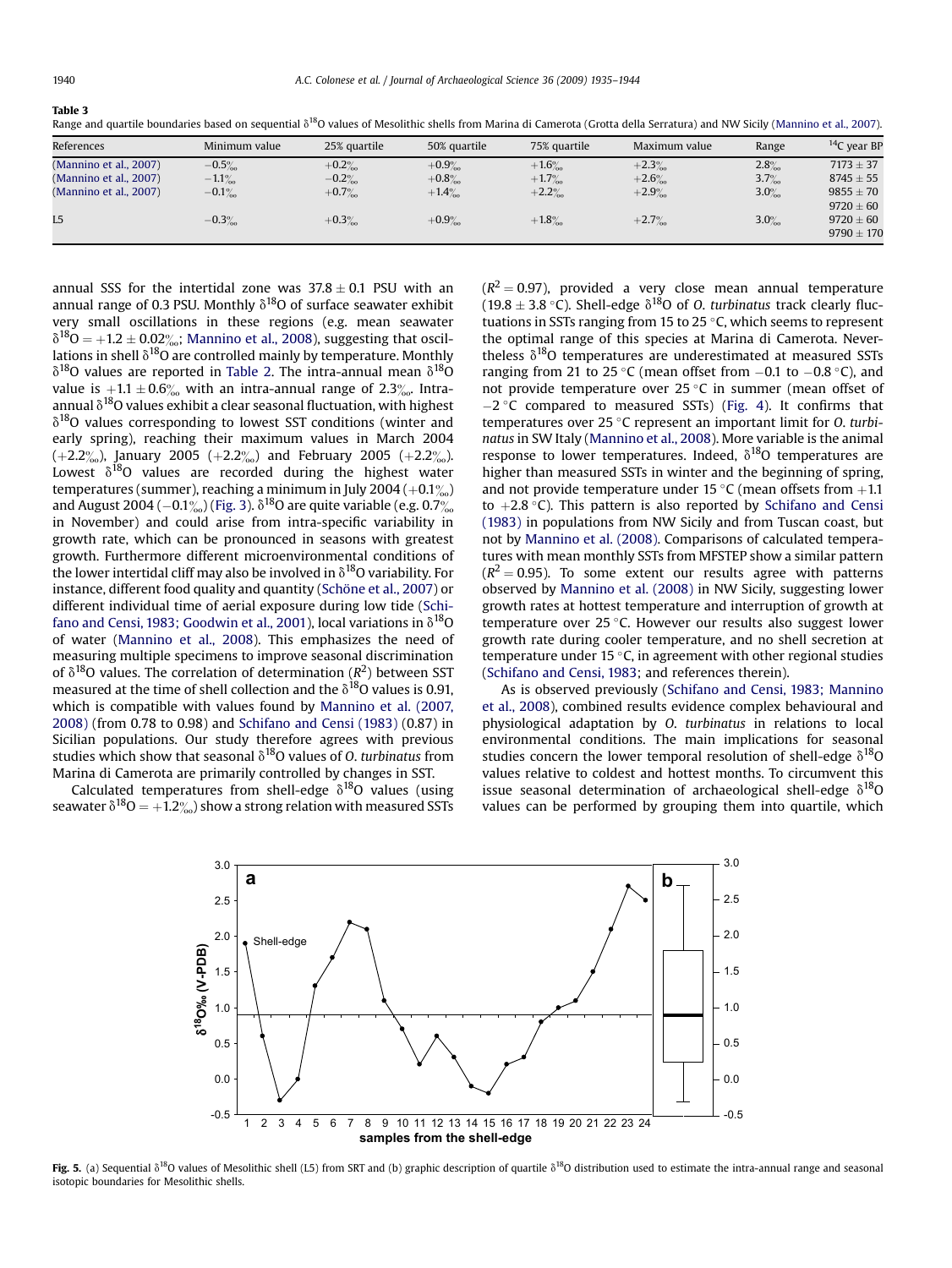**Table 3**
Range and quartile boundaries based on sequential $\delta^{18}O$ values of Mesolithic shells from Marina di Camerota (Grotta della Serratura) and NW Sicily (Mannino et al., 2007).

| References | Minimum value | 25% quartile | 50% quartile | 75% quartile | Maximum value | Range | $^{14}C$ year BP |
|---|---|---|---|---|---|---|---|
| (Mannino et al., 2007) | −0.5‰ | +0.2‰ | +0.9‰ | +1.6‰ | +2.3‰ | 2.8‰ | 7173 ± 37 |
| (Mannino et al., 2007) | −1.1‰ | −0.2‰ | +0.8‰ | +1.7‰ | +2.6‰ | 3.7‰ | 8745 ± 55 |
| (Mannino et al., 2007) | −0.1‰ | +0.7‰ | +1.4‰ | +2.2‰ | +2.9‰ | 3.0‰ | 9855 ± 70 |
| | | | | | | | 9720 ± 60 |
| L5 | −0.3‰ | +0.3‰ | +0.9‰ | +1.8‰ | +2.7‰ | 3.0‰ | 9720 ± 60 |
| | | | | | | | 9790 ± 170 |

annual SSS for the intertidal zone was 37.8 ± 0.1 PSU with an annual range of 0.3 PSU. Monthly $\delta^{18}O$ of surface seawater exhibit very small oscillations in these regions (e.g. mean seawater $\delta^{18}O = +1.2 \pm 0.02$‰; Mannino et al., 2008), suggesting that oscillations in shell $\delta^{18}O$ are controlled mainly by temperature. Monthly $\delta^{18}O$ values are reported in Table 2. The intra-annual mean $\delta^{18}O$ value is +1.1 ± 0.6‰ with an intra-annual range of 2.3‰. Intra-annual $\delta^{18}O$ values exhibit a clear seasonal fluctuation, with highest $\delta^{18}O$ values corresponding to lowest SST conditions (winter and early spring), reaching their maximum values in March 2004 (+2.2‰), January 2005 (+2.2‰) and February 2005 (+2.2‰). Lowest $\delta^{18}O$ values are recorded during the highest water temperatures (summer), reaching a minimum in July 2004 (+0.1‰) and August 2004 (−0.1‰) (Fig. 3). $\delta^{18}O$ are quite variable (e.g. 0.7‰ in November) and could arise from intra-specific variability in growth rate, which can be pronounced in seasons with greatest growth. Furthermore different microenvironmental conditions of the lower intertidal cliff may also be involved in $\delta^{18}O$ variability. For instance, different food quality and quantity (Schöne et al., 2007) or different individual time of aerial exposure during low tide (Schifano and Censi, 1983; Goodwin et al., 2001), local variations in $\delta^{18}O$ of water (Mannino et al., 2008). This emphasizes the need of measuring multiple specimens to improve seasonal discrimination of $\delta^{18}O$ values. The correlation of determination ($R^2$) between SST measured at the time of shell collection and the $\delta^{18}O$ values is 0.91, which is compatible with values found by Mannino et al. (2007, 2008) (from 0.78 to 0.98) and Schifano and Censi (1983) (0.87) in Sicilian populations. Our study therefore agrees with previous studies which show that seasonal $\delta^{18}O$ values of *O. turbinatus* from Marina di Camerota are primarily controlled by changes in SST.

Calculated temperatures from shell-edge $\delta^{18}O$ values (using seawater $\delta^{18}O = +1.2$‰) show a strong relation with measured SSTs ($R^2 = 0.97$), provided a very close mean annual temperature (19.8 ± 3.8 °C). Shell-edge $\delta^{18}O$ of *O. turbinatus* track clearly fluctuations in SSTs ranging from 15 to 25 °C, which seems to represent the optimal range of this species at Marina di Camerota. Nevertheless $\delta^{18}O$ temperatures are underestimated at measured SSTs ranging from 21 to 25 °C (mean offset from −0.1 to −0.8 °C), and not provide temperature over 25 °C in summer (mean offset of −2 °C compared to measured SSTs) (Fig. 4). It confirms that temperatures over 25 °C represent an important limit for *O. turbinatus* in SW Italy (Mannino et al., 2008). More variable is the animal response to lower temperatures. Indeed, $\delta^{18}O$ temperatures are higher than measured SSTs in winter and the beginning of spring, and not provide temperature under 15 °C (mean offsets from +1.1 to +2.8 °C). This pattern is also reported by Schifano and Censi (1983) in populations from NW Sicily and from Tuscan coast, but not by Mannino et al. (2008). Comparisons of calculated temperatures with mean monthly SSTs from MFSTEP show a similar pattern ($R^2 = 0.95$). To some extent our results agree with patterns observed by Mannino et al. (2008) in NW Sicily, suggesting lower growth rates at hottest temperature and interruption of growth at temperature over 25 °C. However our results also suggest lower growth rate during cooler temperature, and no shell secretion at temperature under 15 °C, in agreement with other regional studies (Schifano and Censi, 1983; and references therein).

As is observed previously (Schifano and Censi, 1983; Mannino et al., 2008), combined results evidence complex behavioural and physiological adaptation by *O. turbinatus* in relations to local environmental conditions. The main implications for seasonal studies concern the lower temporal resolution of shell-edge $\delta^{18}O$ values relative to coldest and hottest months. To circumvent this issue seasonal determination of archaeological shell-edge $\delta^{18}O$ values can be performed by grouping them into quartile, which

**Fig. 5.** (a) Sequential $\delta^{18}O$ values of Mesolithic shell (L5) from SRT and (b) graphic description of quartile $\delta^{18}O$ distribution used to estimate the intra-annual range and seasonal isotopic boundaries for Mesolithic shells.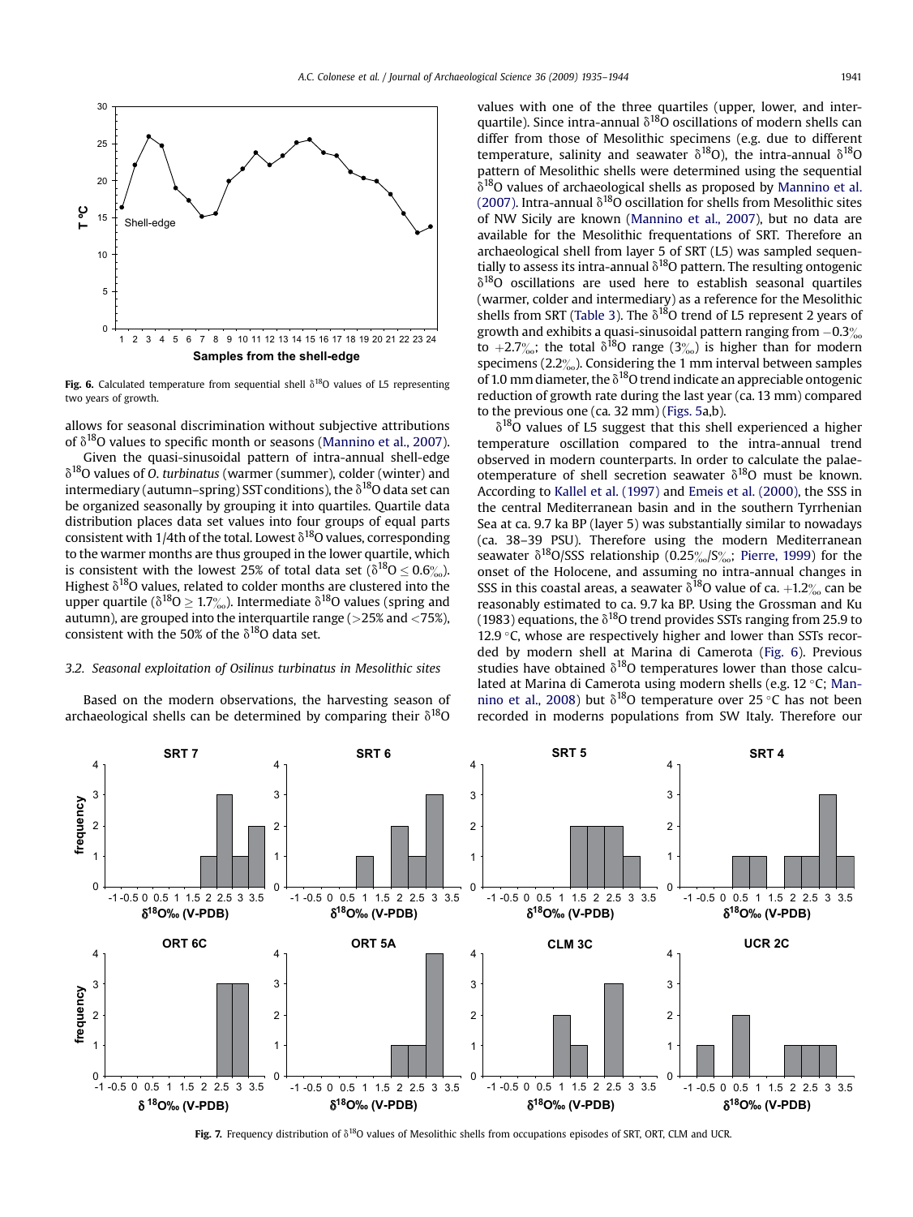Fig. 6. Calculated temperature from sequential shell $\delta^{18}O$ values of L5 representing two years of growth.

allows for seasonal discrimination without subjective attributions of $\delta^{18}O$ values to specific month or seasons (Mannino et al., 2007).

Given the quasi-sinusoidal pattern of intra-annual shell-edge $\delta^{18}O$ values of *O. turbinatus* (warmer (summer), colder (winter) and intermediary (autumn–spring) SST conditions), the $\delta^{18}O$ data set can be organized seasonally by grouping it into quartiles. Quartile data distribution places data set values into four groups of equal parts consistent with 1/4th of the total. Lowest $\delta^{18}O$ values, corresponding to the warmer months are thus grouped in the lower quartile, which is consistent with the lowest 25% of total data set ($\delta^{18}O \leq 0.6‰$). Highest $\delta^{18}O$ values, related to colder months are clustered into the upper quartile ($\delta^{18}O \geq 1.7‰$). Intermediate $\delta^{18}O$ values (spring and autumn), are grouped into the interquartile range (>25% and <75%), consistent with the 50% of the $\delta^{18}O$ data set.

### 3.2. Seasonal exploitation of Osilinus turbinatus in Mesolithic sites

Based on the modern observations, the harvesting season of archaeological shells can be determined by comparing their $\delta^{18}O$ values with one of the three quartiles (upper, lower, and interquartile). Since intra-annual $\delta^{18}O$ oscillations of modern shells can differ from those of Mesolithic specimens (e.g. due to different temperature, salinity and seawater $\delta^{18}O$), the intra-annual $\delta^{18}O$ pattern of Mesolithic shells were determined using the sequential $\delta^{18}O$ values of archaeological shells as proposed by Mannino et al. (2007). Intra-annual $\delta^{18}O$ oscillation for shells from Mesolithic sites of NW Sicily are known (Mannino et al., 2007), but no data are available for the Mesolithic frequentations of SRT. Therefore an archaeological shell from layer 5 of SRT (L5) was sampled sequentially to assess its intra-annual $\delta^{18}O$ pattern. The resulting ontogenic $\delta^{18}O$ oscillations are used here to establish seasonal quartiles (warmer, colder and intermediary) as a reference for the Mesolithic shells from SRT (Table 3). The $\delta^{18}O$ trend of L5 represent 2 years of growth and exhibits a quasi-sinusoidal pattern ranging from $-0.3‰$ to $+2.7‰$; the total $\delta^{18}O$ range (3‰) is higher than for modern specimens (2.2‰). Considering the 1 mm interval between samples of 1.0 mm diameter, the $\delta^{18}O$ trend indicate an appreciable ontogenic reduction of growth rate during the last year (ca. 13 mm) compared to the previous one (ca. 32 mm) (Figs. 5a,b).

$\delta^{18}O$ values of L5 suggest that this shell experienced a higher temperature oscillation compared to the intra-annual trend observed in modern counterparts. In order to calculate the palaeotemperature of shell secretion seawater $\delta^{18}O$ must be known. According to Kallel et al. (1997) and Emeis et al. (2000), the SSS in the central Mediterranean basin and in the southern Tyrrhenian Sea at ca. 9.7 ka BP (layer 5) was substantially similar to nowadays (ca. 38–39 PSU). Therefore using the modern Mediterranean seawater $\delta^{18}O$/SSS relationship (0.25‰/S‰; Pierre, 1999) for the onset of the Holocene, and assuming no intra-annual changes in SSS in this coastal areas, a seawater $\delta^{18}O$ value of ca. $+1.2‰$ can be reasonably estimated to ca. 9.7 ka BP. Using the Grossman and Ku (1983) equations, the $\delta^{18}O$ trend provides SSTs ranging from 25.9 to 12.9 °C, whose are respectively higher and lower than SSTs recorded by modern shell at Marina di Camerota (Fig. 6). Previous studies have obtained $\delta^{18}O$ temperatures lower than those calculated at Marina di Camerota using modern shells (e.g. 12 °C; Mannino et al., 2008) but $\delta^{18}O$ temperature over 25 °C has not been recorded in moderns populations from SW Italy. Therefore our

Fig. 7. Frequency distribution of $\delta^{18}O$ values of Mesolithic shells from occupations episodes of SRT, ORT, CLM and UCR.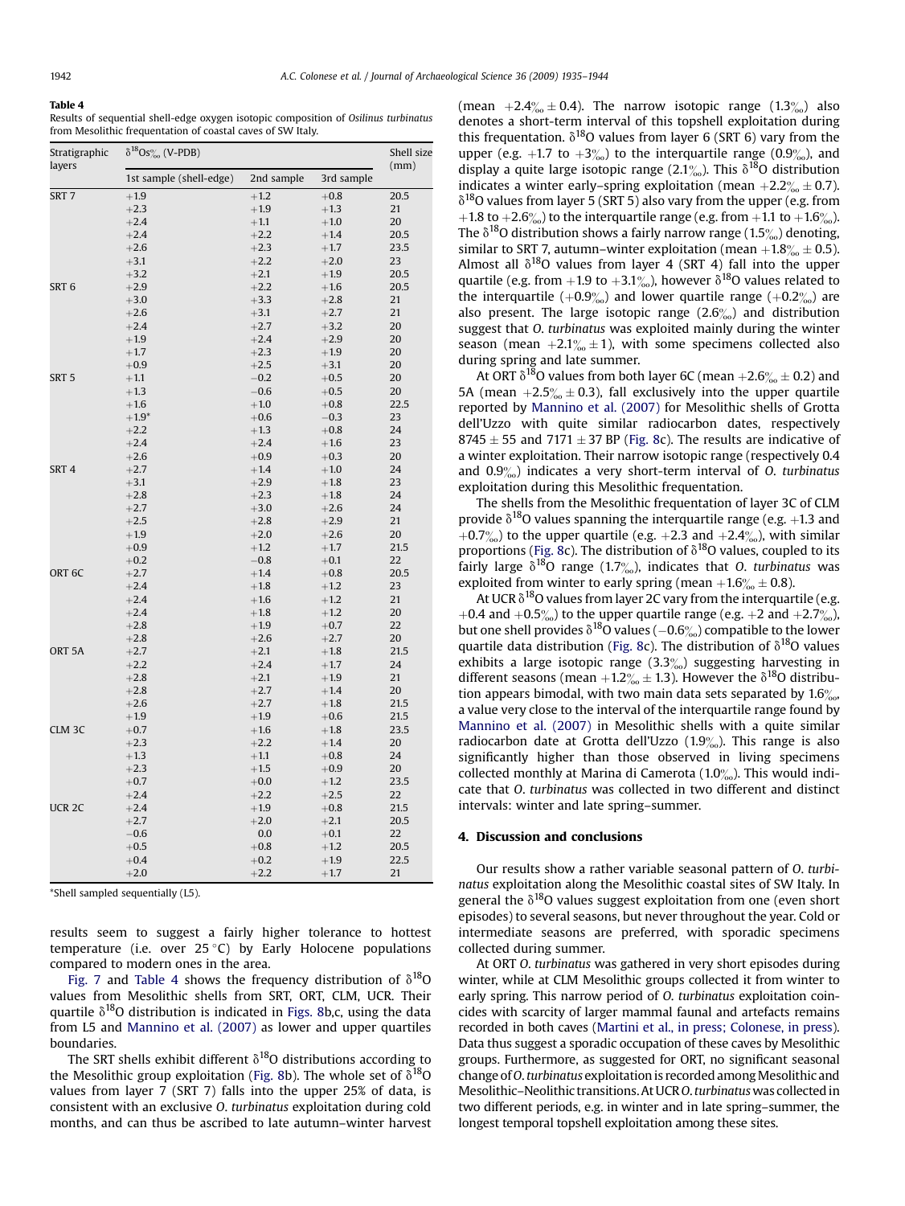**Table 4**
Results of sequential shell-edge oxygen isotopic composition of *Osilinus turbinatus* from Mesolithic frequentation of coastal caves of SW Italy.

| Stratigraphic layers | $\delta^{18}O_s$‰ (V-PDB) | | | Shell size (mm) |
|---|---|---|---|---|
| | 1st sample (shell-edge) | 2nd sample | 3rd sample | |
| SRT 7 | +1.9 | +1.2 | +0.8 | 20.5 |
| | +2.3 | +1.9 | +1.3 | 21 |
| | +2.4 | +1.1 | +1.0 | 20 |
| | +2.4 | +2.2 | +1.4 | 20.5 |
| | +2.6 | +2.3 | +1.7 | 23.5 |
| | +3.1 | +2.2 | +2.0 | 23 |
| | +3.2 | +2.1 | +1.9 | 20.5 |
| SRT 6 | +2.9 | +2.2 | +1.6 | 20.5 |
| | +3.0 | +3.3 | +2.8 | 21 |
| | +2.6 | +3.1 | +2.7 | 21 |
| | +2.4 | +2.7 | +3.2 | 20 |
| | +1.9 | +2.4 | +2.9 | 20 |
| | +1.7 | +2.3 | +1.9 | 20 |
| | +0.9 | +2.5 | +3.1 | 20 |
| SRT 5 | +1.1 | −0.2 | +0.5 | 20 |
| | +1.3 | −0.6 | +0.5 | 20 |
| | +1.6 | +1.0 | +0.8 | 22.5 |
| | +1.9* | +0.6 | −0.3 | 23 |
| | +2.2 | +1.3 | +0.8 | 24 |
| | +2.4 | +2.4 | +1.6 | 23 |
| | +2.6 | +0.9 | +0.3 | 20 |
| SRT 4 | +2.7 | +1.4 | +1.0 | 24 |
| | +3.1 | +2.9 | +1.8 | 23 |
| | +2.8 | +2.3 | +1.8 | 24 |
| | +2.7 | +3.0 | +2.6 | 24 |
| | +2.5 | +2.8 | +2.9 | 21 |
| | +1.9 | +2.0 | +2.6 | 20 |
| | +0.9 | +1.2 | +1.7 | 21.5 |
| | +0.2 | −0.8 | +0.1 | 22 |
| ORT 6C | +2.7 | +1.4 | +0.8 | 20.5 |
| | +2.4 | +1.8 | +1.2 | 23 |
| | +2.4 | +1.6 | +1.2 | 21 |
| | +2.4 | +1.8 | +1.2 | 20 |
| | +2.8 | +1.9 | +0.7 | 22 |
| | +2.8 | +2.6 | +2.7 | 20 |
| ORT 5A | +2.7 | +2.1 | +1.8 | 21.5 |
| | +2.2 | +2.4 | +1.7 | 24 |
| | +2.8 | +2.1 | +1.9 | 21 |
| | +2.8 | +2.7 | +1.4 | 20 |
| | +2.6 | +2.7 | +1.8 | 21.5 |
| | +1.9 | +1.9 | +0.6 | 21.5 |
| CLM 3C | +0.7 | +1.6 | +1.8 | 23.5 |
| | +2.3 | +2.2 | +1.4 | 20 |
| | +1.3 | +1.1 | +0.8 | 24 |
| | +2.3 | +1.5 | +0.9 | 20 |
| | +0.7 | +0.0 | +1.2 | 23.5 |
| | +2.4 | +2.2 | +2.5 | 22 |
| UCR 2C | +2.4 | +1.9 | +0.8 | 21.5 |
| | +2.7 | +2.0 | +2.1 | 20.5 |
| | −0.6 | 0.0 | +0.1 | 22 |
| | +0.5 | +0.8 | +1.2 | 20.5 |
| | +0.4 | +0.2 | +1.9 | 22.5 |
| | +2.0 | +2.2 | +1.7 | 21 |

*Shell sampled sequentially (L5).

results seem to suggest a fairly higher tolerance to hottest temperature (i.e. over 25 °C) by Early Holocene populations compared to modern ones in the area.

Fig. 7 and Table 4 shows the frequency distribution of $\delta^{18}O$ values from Mesolithic shells from SRT, ORT, CLM, UCR. Their quartile $\delta^{18}O$ distribution is indicated in Figs. 8b,c, using the data from L5 and Mannino et al. (2007) as lower and upper quartiles boundaries.

The SRT shells exhibit different $\delta^{18}O$ distributions according to the Mesolithic group exploitation (Fig. 8b). The whole set of $\delta^{18}O$ values from layer 7 (SRT 7) falls into the upper 25% of data, is consistent with an exclusive *O. turbinatus* exploitation during cold months, and can thus be ascribed to late autumn–winter harvest (mean +2.4‰ ± 0.4). The narrow isotopic range (1.3‰) also denotes a short-term interval of this topshell exploitation during this frequentation. $\delta^{18}O$ values from layer 6 (SRT 6) vary from the upper (e.g. +1.7 to +3‰) to the interquartile range (0.9‰), and display a quite large isotopic range (2.1‰). This $\delta^{18}O$ distribution indicates a winter early–spring exploitation (mean +2.2‰ ± 0.7). $\delta^{18}O$ values from layer 5 (SRT 5) also vary from the upper (e.g. from +1.8 to +2.6‰) to the interquartile range (e.g. from +1.1 to +1.6‰). The $\delta^{18}O$ distribution shows a fairly narrow range (1.5‰) denoting, similar to SRT 7, autumn–winter exploitation (mean +1.8‰ ± 0.5). Almost all $\delta^{18}O$ values from layer 4 (SRT 4) fall into the upper quartile (e.g. from +1.9 to +3.1‰), however $\delta^{18}O$ values related to the interquartile (+0.9‰) and lower quartile range (+0.2‰) are also present. The large isotopic range (2.6‰) and distribution suggest that *O. turbinatus* was exploited mainly during the winter season (mean +2.1‰ ± 1), with some specimens collected also during spring and late summer.

At ORT $\delta^{18}O$ values from both layer 6C (mean +2.6‰ ± 0.2) and 5A (mean +2.5‰ ± 0.3), fall exclusively into the upper quartile reported by Mannino et al. (2007) for Mesolithic shells of Grotta dell'Uzzo with quite similar radiocarbon dates, respectively 8745 ± 55 and 7171 ± 37 BP (Fig. 8c). The results are indicative of a winter exploitation. Their narrow isotopic range (respectively 0.4 and 0.9‰) indicates a very short-term interval of *O. turbinatus* exploitation during this Mesolithic frequentation.

The shells from the Mesolithic frequentation of layer 3C of CLM provide $\delta^{18}O$ values spanning the interquartile range (e.g. +1.3 and +0.7‰) to the upper quartile (e.g. +2.3 and +2.4‰), with similar proportions (Fig. 8c). The distribution of $\delta^{18}O$ values, coupled to its fairly large $\delta^{18}O$ range (1.7‰), indicates that *O. turbinatus* was exploited from winter to early spring (mean +1.6‰ ± 0.8).

At UCR $\delta^{18}O$ values from layer 2C vary from the interquartile (e.g. +0.4 and +0.5‰) to the upper quartile range (e.g. +2 and +2.7‰), but one shell provides $\delta^{18}O$ values (−0.6‰) compatible to the lower quartile data distribution (Fig. 8c). The distribution of $\delta^{18}O$ values exhibits a large isotopic range (3.3‰) suggesting harvesting in different seasons (mean +1.2‰ ± 1.3). However the $\delta^{18}O$ distribution appears bimodal, with two main data sets separated by 1.6‰, a value very close to the interval of the interquartile range found by Mannino et al. (2007) in Mesolithic shells with a quite similar radiocarbon date at Grotta dell'Uzzo (1.9‰). This range is also significantly higher than those observed in living specimens collected monthly at Marina di Camerota (1.0‰). This would indicate that *O. turbinatus* was collected in two different and distinct intervals: winter and late spring–summer.

## 4. Discussion and conclusions

Our results show a rather variable seasonal pattern of *O. turbinatus* exploitation along the Mesolithic coastal sites of SW Italy. In general the $\delta^{18}O$ values suggest exploitation from one (even short episodes) to several seasons, but never throughout the year. Cold or intermediate seasons are preferred, with sporadic specimens collected during summer.

At ORT *O. turbinatus* was gathered in very short episodes during winter, while at CLM Mesolithic groups collected it from winter to early spring. This narrow period of *O. turbinatus* exploitation coincides with scarcity of larger mammal faunal and artefacts remains recorded in both caves (Martini et al., in press; Colonese, in press). Data thus suggest a sporadic occupation of these caves by Mesolithic groups. Furthermore, as suggested for ORT, no significant seasonal change of *O. turbinatus* exploitation is recorded among Mesolithic and Mesolithic–Neolithic transitions. At UCR *O. turbinatus* was collected in two different periods, e.g. in winter and in late spring–summer, the longest temporal topshell exploitation among these sites.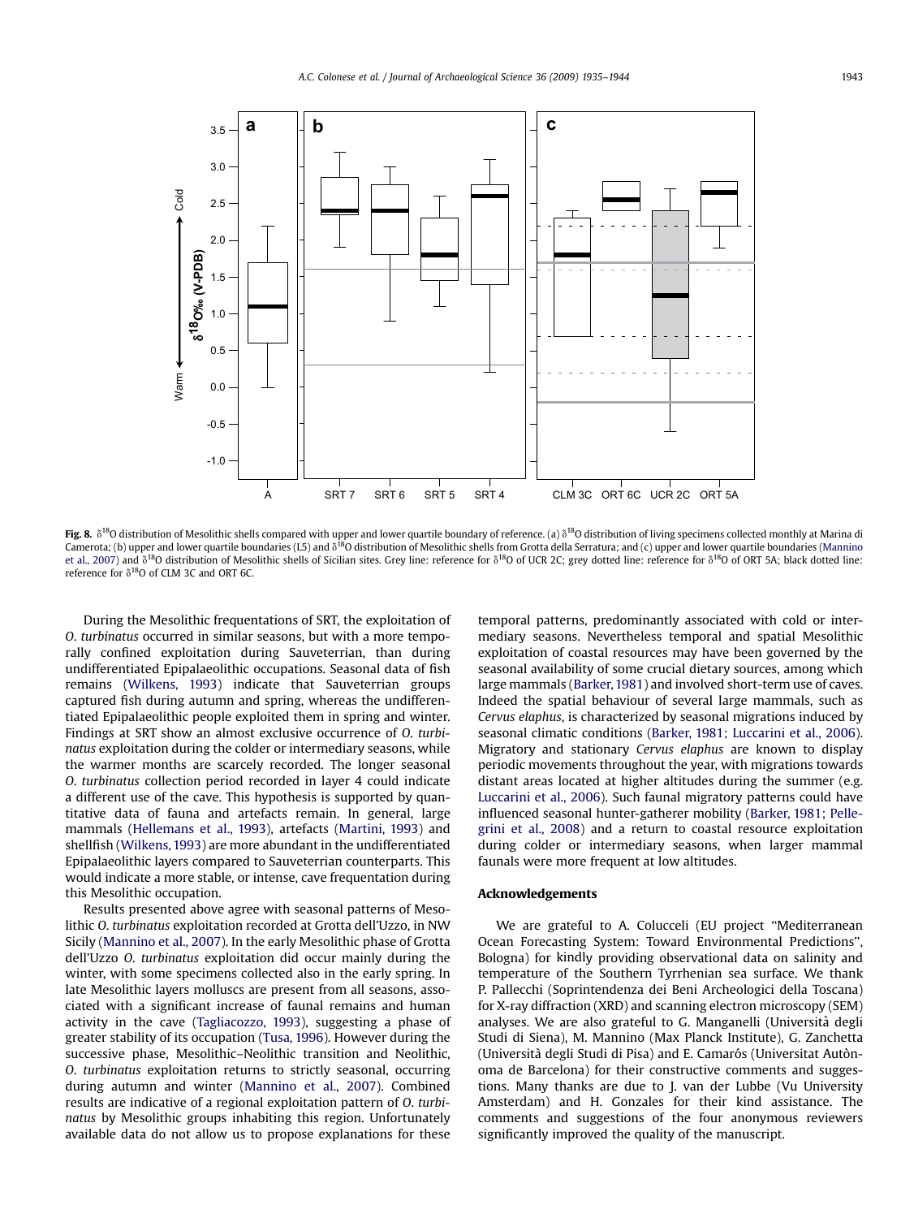**Fig. 8.** $\delta^{18}O$ distribution of Mesolithic shells compared with upper and lower quartile boundary of reference. (a) $\delta^{18}O$ distribution of living specimens collected monthly at Marina di Camerota; (b) upper and lower quartile boundaries (L5) and $\delta^{18}O$ distribution of Mesolithic shells from Grotta della Serratura; and (c) upper and lower quartile boundaries (Mannino et al., 2007) and $\delta^{18}O$ distribution of Mesolithic shells of Sicilian sites. Grey line: reference for $\delta^{18}O$ of UCR 2C; grey dotted line: reference for $\delta^{18}O$ of ORT 5A; black dotted line: reference for $\delta^{18}O$ of CLM 3C and ORT 6C.

During the Mesolithic frequentations of SRT, the exploitation of *O. turbinatus* occurred in similar seasons, but with a more temporally confined exploitation during Sauveterrian, than during undifferentiated Epipalaeolithic occupations. Seasonal data of fish remains (Wilkens, 1993) indicate that Sauveterrian groups captured fish during autumn and spring, whereas the undifferentiated Epipalaeolithic people exploited them in spring and winter. Findings at SRT show an almost exclusive occurrence of *O. turbinatus* exploitation during the colder or intermediary seasons, while the warmer months are scarcely recorded. The longer seasonal *O. turbinatus* collection period recorded in layer 4 could indicate a different use of the cave. This hypothesis is supported by quantitative data of fauna and artefacts remain. In general, large mammals (Hellemans et al., 1993), artefacts (Martini, 1993) and shellfish (Wilkens, 1993) are more abundant in the undifferentiated Epipalaeolithic layers compared to Sauveterrian counterparts. This would indicate a more stable, or intense, cave frequentation during this Mesolithic occupation.

Results presented above agree with seasonal patterns of Mesolithic *O. turbinatus* exploitation recorded at Grotta dell'Uzzo, in NW Sicily (Mannino et al., 2007). In the early Mesolithic phase of Grotta dell'Uzzo *O. turbinatus* exploitation did occur mainly during the winter, with some specimens collected also in the early spring. In late Mesolithic layers molluscs are present from all seasons, associated with a significant increase of faunal remains and human activity in the cave (Tagliacozzo, 1993), suggesting a phase of greater stability of its occupation (Tusa, 1996). However during the successive phase, Mesolithic–Neolithic transition and Neolithic, *O. turbinatus* exploitation returns to strictly seasonal, occurring during autumn and winter (Mannino et al., 2007). Combined results are indicative of a regional exploitation pattern of *O. turbinatus* by Mesolithic groups inhabiting this region. Unfortunately available data do not allow us to propose explanations for these temporal patterns, predominantly associated with cold or intermediary seasons. Nevertheless temporal and spatial Mesolithic exploitation of coastal resources may have been governed by the seasonal availability of some crucial dietary sources, among which large mammals (Barker, 1981) and involved short-term use of caves. Indeed the spatial behaviour of several large mammals, such as *Cervus elaphus*, is characterized by seasonal migrations induced by seasonal climatic conditions (Barker, 1981; Luccarini et al., 2006). Migratory and stationary *Cervus elaphus* are known to display periodic movements throughout the year, with migrations towards distant areas located at higher altitudes during the summer (e.g. Luccarini et al., 2006). Such faunal migratory patterns could have influenced seasonal hunter-gatherer mobility (Barker, 1981; Pellegrini et al., 2008) and a return to coastal resource exploitation during colder or intermediary seasons, when larger mammal faunals were more frequent at low altitudes.

## Acknowledgements

We are grateful to A. Colucceli (EU project "Mediterranean Ocean Forecasting System: Toward Environmental Predictions", Bologna) for kindly providing observational data on salinity and temperature of the Southern Tyrrhenian sea surface. We thank P. Pallecchi (Soprintendenza dei Beni Archeologici della Toscana) for X-ray diffraction (XRD) and scanning electron microscopy (SEM) analyses. We are also grateful to G. Manganelli (Università degli Studi di Siena), M. Mannino (Max Planck Institute), G. Zanchetta (Università degli Studi di Pisa) and E. Camarós (Universitat Autònoma de Barcelona) for their constructive comments and suggestions. Many thanks are due to J. van der Lubbe (Vu University Amsterdam) and H. Gonzales for their kind assistance. The comments and suggestions of the four anonymous reviewers significantly improved the quality of the manuscript.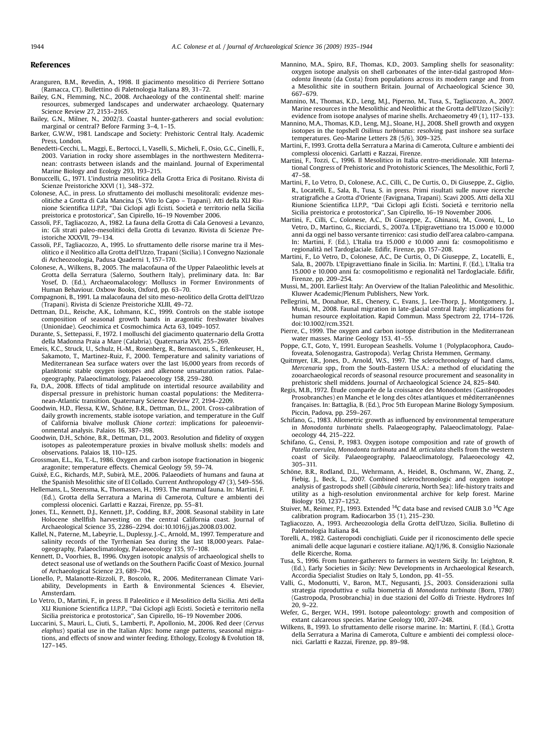## References

Aranguren, B.M., Revedin, A., 1998. Il giacimento mesolitico di Perriere Sottano (Ramacca, CT). Bullettino di Paletnologia Italiana 89, 31–72.

Bailey, G.N., Flemming, N.C., 2008. Archaeology of the continental shelf: marine resources, submerged landscapes and underwater archaeology. Quaternary Science Review 27, 2153–2165.

Bailey, G.N., Milner, N., 2002/3. Coastal hunter-gatherers and social evolution: marginal or central? Before Farming 3–4, 1–15.

Barker, G.W.W., 1981. Landscape and Society: Prehistoric Central Italy. Academic Press, London.

Benedetti-Cecchi, L., Maggi, E., Bertocci, I., Vaselli, S., Micheli, F., Osio, G.C., Cinelli, F., 2003. Variation in rocky shore assemblages in the northwestern Mediterranean: contrasts between islands and the mainland. Journal of Experimental Marine Biology and Ecology 293, 193–215.

Bonuccelli, G., 1971. L'industria mesolitica della Grotta Erica di Positano. Rivista di Scienze Preistoriche XXVI (1), 348–372.

Colonese, A.C., in press. Lo sfruttamento dei molluschi mesolitorali: evidenze mesolitiche a Grotta di Cala Mancina (S. Vito lo Capo – Trapani). Atti della XLI Riunione Scientifica I.I.P.P., "Dai Ciclopi agli Ecisti. Società e territorio nella Sicilia preistorica e protostorica", San Cipirello, 16–19 November 2006.

Cassoli, P.F., Tagliacozzo, A., 1982. La fauna della Grotta di Cala Genovesi a Levanzo, in: Gli strati paleo-mesolitici della Grotta di Levanzo. Rivista di Scienze Preistoriche XXXVII, 79–134.

Cassoli, P.F., Tagliacozzo, A., 1995. Lo sfruttamento delle risorse marine tra il Mesolitico e il Neolitico alla Grotta dell'Uzzo, Trapani (Sicilia). I Convegno Nazionale di Archeozoologia, Padusa Quaderni 1, 157–170.

Colonese, A., Wilkens, B., 2005. The malacofauna of the Upper Palaeolithic levels at Grotta della Serratura (Salerno, Southern Italy), preliminary data. In: Bar Yosef, D. (Ed.), Archaeomalacology: Molluscs in Former Environments of Human Behaviour. Oxbow Books, Oxford, pp. 63–70.

Compagnoni, B., 1991. La malacofauna del sito meso-neolitico della Grotta dell'Uzzo (Trapani). Rivista di Scienze Preistoriche XLIII, 49–72.

Dettman, D.L., Reische, A.K., Lohmann, K.C., 1999. Controls on the stable isotope composition of seasonal growth bands in aragonitic freshwater bivalves (Unionidae). Geochimica et Cosmochimica Acta 63, 1049–1057.

Durante, S., Settepassi, F., 1972. I molluschi del giacimento quaternario della Grotta della Madonna Praia a Mare (Calabria). Quaternaria XVI, 255–269.

Emeis, K.C., Struck, U., Schulz, H.-M., Rosenberg, R., Bernasconi, S., Erlenkeuser, H., Sakamoto, T., Martinez-Ruiz, F., 2000. Temperature and salinity variations of Mediterranean Sea surface waters over the last 16,000 years from records of planktonic stable oxygen isotopes and alkenone unsaturation ratios. Palaeogeography, Palaeoclimatology, Palaeoecology 158, 259–280.

Fa, D.A., 2008. Effects of tidal amplitude on intertidal resource availability and dispersal pressure in prehistoric human coastal populations: the Mediterranean-Atlantic transition. Quaternary Science Review 27, 2194–2209.

Goodwin, H.D., Flessa, K.W., Schöne, B.R., Dettman, D.L., 2001. Cross-calibration of daily growth increments, stable isotope variation, and temperature in the Gulf of California bivalve mollusk *Chione cortezi*: implications for paleoenvironmental analysis. Palaios 16, 387–398.

Goodwin, D.H., Schöne, B.R., Dettman, D.L., 2003. Resolution and fidelity of oxygen isotopes as paleotemperature proxies in bivalve mollusk shells: models and observations. Palaios 18, 110–125.

Grossman, E.L., Ku, T.-L., 1986. Oxygen and carbon isotope fractionation in biogenic aragonite; temperature effects. Chemical Geology 59, 59–74.

Guixé, E.G., Richards, M.P., Subirà, M.E., 2006. Palaeodiets of humans and fauna at the Spanish Mesolithic site of El Collado. Current Anthropology 47 (3), 549–556.

Hellemans, L., Steensma, K., Thomassen, H., 1993. The mammal fauna. In: Martini, F. (Ed.), Grotta della Serratura a Marina di Camerota, Culture e ambienti dei complessi olocenici. Garlatti e Razzai, Firenze, pp. 55–81.

Jones, T.L., Kennett, D.J., Kennett, J.P., Codding, B.F., 2008. Seasonal stability in Late Holocene shellfish harvesting on the central California coast. Journal of Archaeological Science 35, 2286–2294. doi:10.1016/j.jas.2008.03.002.

Kallel, N., Paterne, M., Labeyrie, L., Duplessy, J.-C., Arnold, M., 1997. Temperature and salinity records of the Tyrrhenian Sea during the last 18,000 years. Palaeogeography, Palaeoclimatology, Palaeoecology 135, 97–108.

Kennett, D., Voorhies, B., 1996. Oxygen isotopic analysis of archaeological shells to detect seasonal use of wetlands on the Southern Pacific Coast of Mexico. Journal of Archaeological Science 23, 689–704.

Lionello, P., Malanotte-Rizzoli, P., Boscolo, R., 2006. Mediterranean Climate Variability, Developments in Earth & Environmental Sciences 4. Elsevier, Amsterdam.

Lo Vetro, D., Martini, F., in press. Il Paleolitico e il Mesolitico della Sicilia. Atti della XLI Riunione Scientifica I.I.P.P., "Dai Ciclopi agli Ecisti. Società e territorio nella Sicilia preistorica e protostorica", San Cipirello, 16–19 November 2006.

Luccarini, S., Mauri, L., Ciuti, S., Lamberti, P., Apollonio, M., 2006. Red deer (*Cervus elaphus*) spatial use in the Italian Alps: home range patterns, seasonal migrations, and effects of snow and winter feeding. Ethology, Ecology & Evolution 18, 127–145.

Mannino, M.A., Spiro, B.F., Thomas, K.D., 2003. Sampling shells for seasonality: oxygen isotope analysis on shell carbonates of the inter-tidal gastropod *Monodonta lineata* (da Costa) from populations across its modern range and from a Mesolithic site in southern Britain. Journal of Archaeological Science 30, 667–679.

Mannino, M., Thomas, K.D., Leng, M.J., Piperno, M., Tusa, S., Tagliacozzo, A., 2007. Marine resources in the Mesolithic and Neolithic at the Grotta dell'Uzzo (Sicily): evidence from isotope analyses of marine shells. Archaeometry 49 (1), 117–133.

Mannino, M.A., Thomas, K.D., Leng, M.J., Sloane, H.J., 2008. Shell growth and oxygen isotopes in the topshell *Osilinus turbinatus*: resolving past inshore sea surface temperatures. Geo-Marine Letters 28 (5/6), 309–325.

Martini, F., 1993. Grotta della Serratura a Marina di Camerota, Culture e ambienti dei complessi olocenici. Garlatti e Razzai, Firenze.

Martini, F., Tozzi, C., 1996. Il Mesolitico in Italia centro-meridionale. XIII International Congress of Prehistoric and Protohistoric Sciences, The Mesolithic, Forlì 7, 47–58.

Martini, F., Lo Vetro, D., Colonese, A.C., Cilli, C., De Curtis, O., Di Giuseppe, Z., Giglio, R., Locatelli, E., Sala, B., Tusa, S. in press. Primi risultati sulle nuove ricerche stratigrafiche a Grotta d'Oriente (Favignana, Trapani). Scavi 2005. Atti della XLI Riunione Scientifica I.I.P.P., "Dai Ciclopi agli Ecisti. Società e territorio nella Sicilia preistorica e protostorica", San Cipirello, 16–19 November 2006.

Martini, F., Cilli, C., Colonese, A.C., Di Giuseppe, Z., Ghinassi, M., Covoni, L., Lo Vetro, D., Martino, G., Ricciardi, S., 2007a. L'Epigravettiano tra 15.000 e 10.000 anni da oggi nel basso versante tirrenico: casi studio dell'area calabro-campana. In: Martini, F. (Ed.), L'Italia tra 15.000 e 10.000 anni fa: cosmopolitismo e regionalità nel Tardoglaciale. Edifir, Firenze, pp. 157–208.

Martini, F., Lo Vetro, D., Colonese, A.C., De Curtis, O., Di Giuseppe, Z., Locatelli, E., Sala, B., 2007b. L'Epigravettiano finale in Sicilia. In: Martini, F. (Ed.), L'Italia tra 15.000 e 10.000 anni fa: cosmopolitismo e regionalità nel Tardoglaciale. Edifir, Firenze, pp. 209–254.

Mussi, M., 2001. Earliest Italy: An Overview of the Italian Paleolithic and Mesolithic. Kluwer Academic/Plenum Publishers, New York.

Pellegrini, M., Donahue, R.E., Chenery, C., Evans, J., Lee-Thorp, J., Montgomery, J., Mussi, M., 2008. Faunal migration in late-glacial central Italy: implications for human resource exploitation. Rapid Commun. Mass Spectrom 22, 1714–1726. doi:10.1002/rcm.3521.

Pierre, C., 1999. The oxygen and carbon isotope distribution in the Mediterranean water masses. Marine Geology 153, 41–55.

Poppe, G.T., Goto, Y., 1991. European Seashells. Volume 1 (Polyplacophora, Caudofoveata, Solenogastra, Gastropoda). Verlag Christa Hemmen, Germany.

Quitmyer, I.R., Jones, D., Arnold, W.S., 1997. The sclerochronology of hard clams, *Mercenaria* spp., from the South-Eastern U.S.A.: a method of elucidating the zooarchaeological records of seasonal resource procurement and seasonality in prehistoric shell middens. Journal of Archaeological Science 24, 825–840.

Regis, M.B., 1972. Étude comparée de la croissance des Monodontes (Gastéropodes Prosobranches) en Manche et le long des côtes atlantiques et méditerranéennes françaises. In: Battaglia, B. (Ed.), Proc 5th European Marine Biology Symposium. Piccin, Padova, pp. 259–267.

Schifano, G., 1983. Allometric growth as influenced by environmental temperature in *Monodonta turbinata* shells. Palaeogeography, Palaeoclimatology, Palaeoecology 44, 215–222.

Schifano, G., Censi, P., 1983. Oxygen isotope composition and rate of growth of *Patella coerulea*, *Monodonta turbinata* and *M. articulata* shells from the western coast of Sicily. Palaeogeography, Palaeoclimatology, Palaeoecology 42, 305–311.

Schöne, B.R., Rodland, D.L., Wehrmann, A., Heidel, B., Oschmann, W., Zhang, Z., Fiebig, J., Beck, L., 2007. Combined sclerochronologic and oxygen isotope analysis of gastropods shell (*Gibbula cineraria*, North Sea): life-history traits and utility as a high-resolution environmental archive for kelp forest. Marine Biology 150, 1237–1252.

Stuiver, M., Reimer, P.J., 1993. Extended $^{14}$C data base and revised CALIB 3.0 $^{14}$C Age calibration program. Radiocarbon 35 (1), 215–230.

Tagliacozzo, A., 1993. Archeozoologia della Grotta dell'Uzzo, Sicilia. Bulletino di Paletnologia Italiana 84.

Torelli, A., 1982. Gasteropodi conchigliati. Guide per il riconoscimento delle specie animali delle acque lagunari e costiere italiane. AQ/1/96, 8. Consiglio Nazionale delle Ricerche, Roma.

Tusa, S., 1996. From hunter-gatherers to farmers in western Sicily. In: Leighton, R. (Ed.), Early Societies in Sicily: New Developments in Archaeological Research, Accordia Specialist Studies on Italy 5, London, pp. 41–55.

Valli, G., Modonutti, V., Baron, M.T., Negusanti, J.S., 2003. Considerazioni sulla strategia riproduttiva e sulla biometria di *Monodonta turbinata* (Born, 1780) (Gastropoda, Prosobranchia) in due stazioni del Golfo di Trieste. Hydrores Inf 20, 9–22.

Wefer, G., Berger, W.H., 1991. Isotope paleontology: growth and composition of extant calcareous species. Marine Geology 100, 207–248.

Wilkens, B., 1993. Lo sfruttamento delle risorse marine. In: Martini, F. (Ed.), Grotta della Serratura a Marina di Camerota, Culture e ambienti dei complessi olocenici. Garlatti e Razzai, Firenze, pp. 89–98.